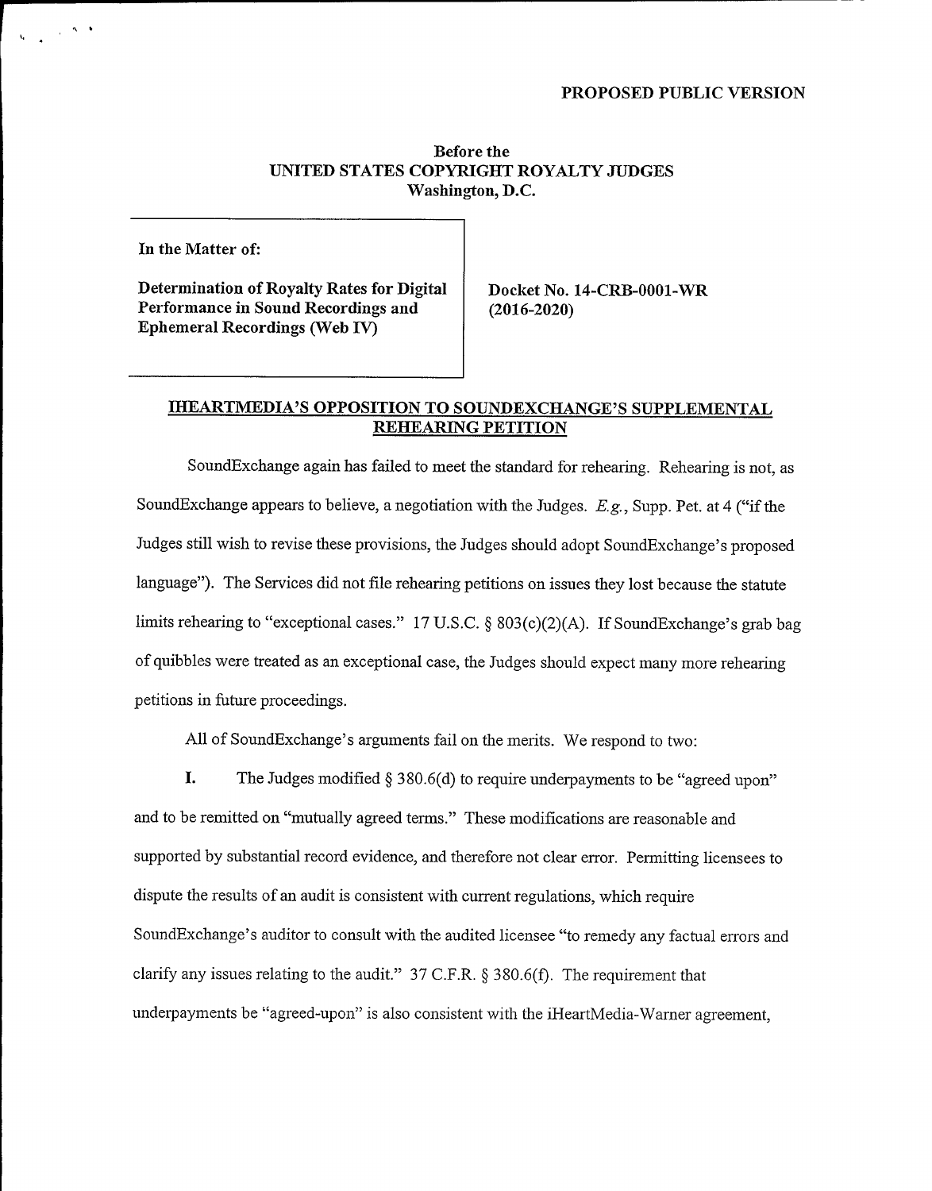**PROPOSED PUBLIC VERSION**

**Before the**
**UNITED STATES COPYRIGHT ROYALTY JUDGES**
**Washington, D.C.**

| | |
|---|---|
| **In the Matter of:** **Determination of Royalty Rates for Digital Performance in Sound Recordings and Ephemeral Recordings (Web IV)** | **Docket No. 14-CRB-0001-WR (2016-2020)** |

## IHEARTMEDIA'S OPPOSITION TO SOUNDEXCHANGE'S SUPPLEMENTAL REHEARING PETITION

SoundExchange again has failed to meet the standard for rehearing. Rehearing is not, as SoundExchange appears to believe, a negotiation with the Judges. *E.g.*, Supp. Pet. at 4 ("if the Judges still wish to revise these provisions, the Judges should adopt SoundExchange's proposed language"). The Services did not file rehearing petitions on issues they lost because the statute limits rehearing to "exceptional cases." 17 U.S.C. § 803(c)(2)(A). If SoundExchange's grab bag of quibbles were treated as an exceptional case, the Judges should expect many more rehearing petitions in future proceedings.

All of SoundExchange's arguments fail on the merits. We respond to two:

**I.** The Judges modified § 380.6(d) to require underpayments to be "agreed upon" and to be remitted on "mutually agreed terms." These modifications are reasonable and supported by substantial record evidence, and therefore not clear error. Permitting licensees to dispute the results of an audit is consistent with current regulations, which require SoundExchange's auditor to consult with the audited licensee "to remedy any factual errors and clarify any issues relating to the audit." 37 C.F.R. § 380.6(f). The requirement that underpayments be "agreed-upon" is also consistent with the iHeartMedia-Warner agreement,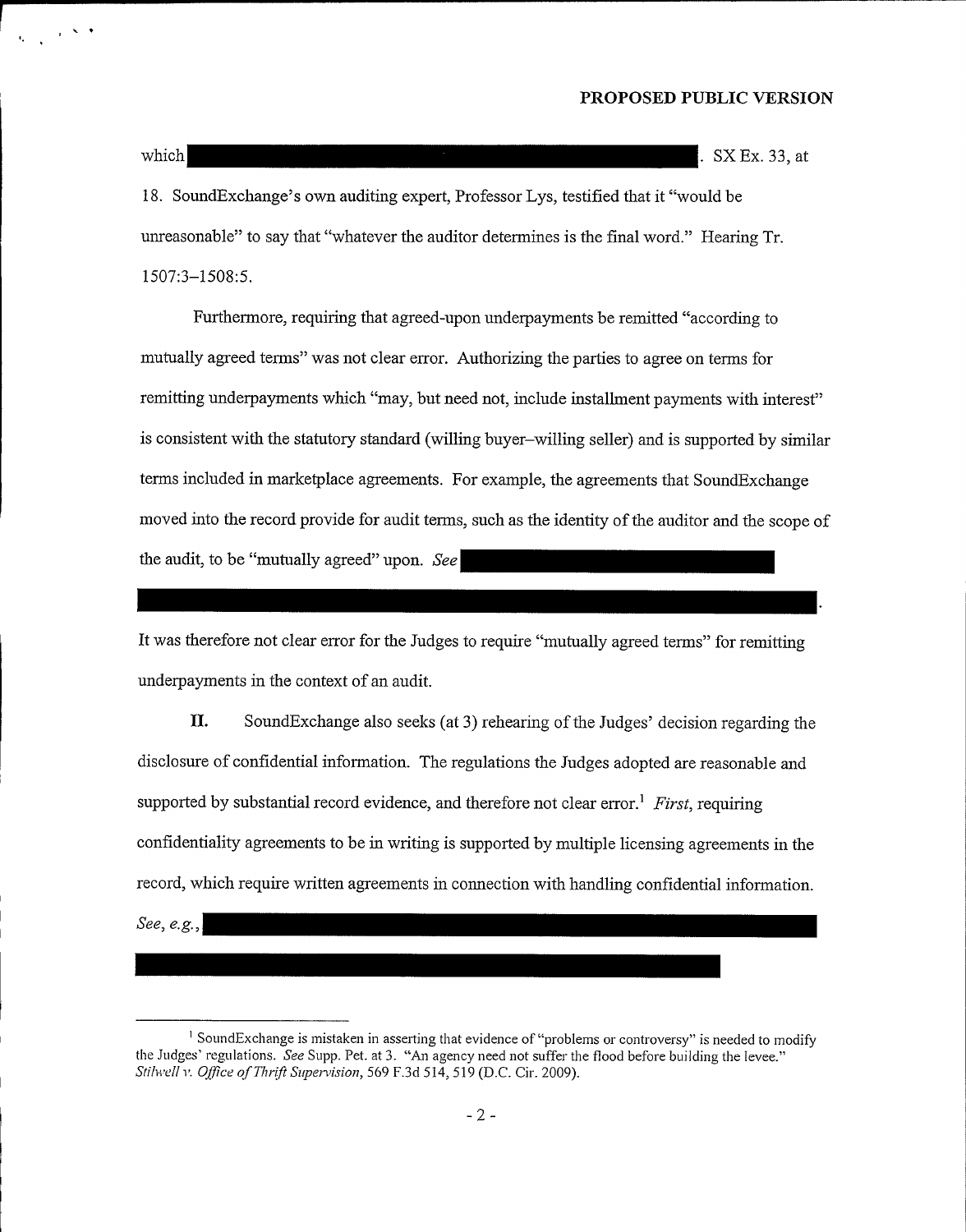which [REDACTED]. SX Ex. 33, at 18. SoundExchange's own auditing expert, Professor Lys, testified that it "would be unreasonable" to say that "whatever the auditor determines is the final word." Hearing Tr. 1507:3–1508:5.

Furthermore, requiring that agreed-upon underpayments be remitted "according to mutually agreed terms" was not clear error. Authorizing the parties to agree on terms for remitting underpayments which "may, but need not, include installment payments with interest" is consistent with the statutory standard (willing buyer–willing seller) and is supported by similar terms included in marketplace agreements. For example, the agreements that SoundExchange moved into the record provide for audit terms, such as the identity of the auditor and the scope of the audit, to be "mutually agreed" upon. *See* [REDACTED].

It was therefore not clear error for the Judges to require "mutually agreed terms" for remitting underpayments in the context of an audit.

**II.** SoundExchange also seeks (at 3) rehearing of the Judges' decision regarding the disclosure of confidential information. The regulations the Judges adopted are reasonable and supported by substantial record evidence, and therefore not clear error.[1] *First*, requiring confidentiality agreements to be in writing is supported by multiple licensing agreements in the record, which require written agreements in connection with handling confidential information. *See, e.g.,* [REDACTED]

---

[1] SoundExchange is mistaken in asserting that evidence of "problems or controversy" is needed to modify the Judges' regulations. *See* Supp. Pet. at 3. "An agency need not suffer the flood before building the levee." *Stilwell v. Office of Thrift Supervision*, 569 F.3d 514, 519 (D.C. Cir. 2009).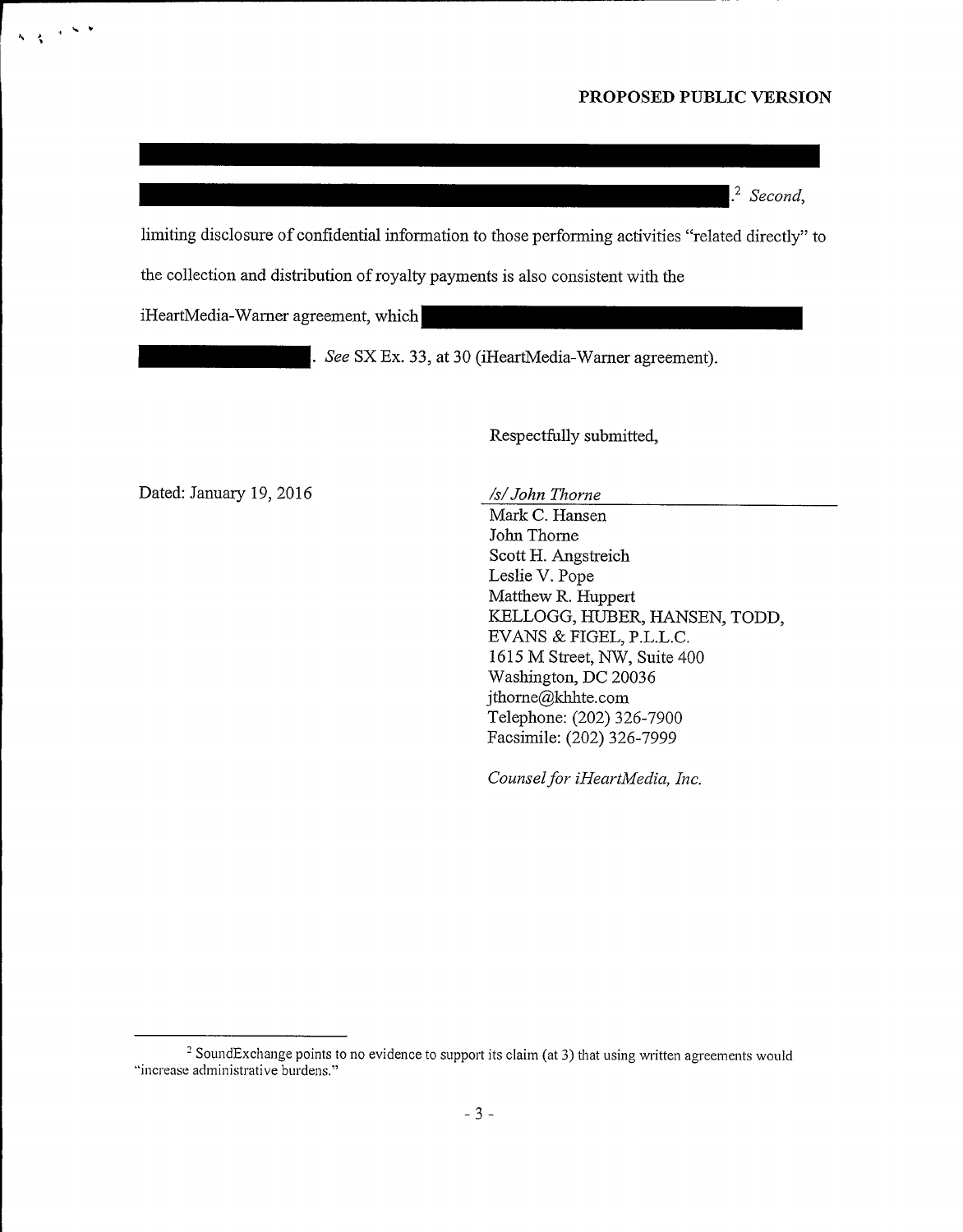**PROPOSED PUBLIC VERSION**

[2] *Second,* limiting disclosure of confidential information to those performing activities "related directly" to the collection and distribution of royalty payments is also consistent with the iHeartMedia-Warner agreement, which . *See* SX Ex. 33, at 30 (iHeartMedia-Warner agreement).

Respectfully submitted,

Dated: January 19, 2016

/s/ John Thorne

Mark C. Hansen
John Thorne
Scott H. Angstreich
Leslie V. Pope
Matthew R. Huppert
KELLOGG, HUBER, HANSEN, TODD, EVANS & FIGEL, P.L.L.C.
1615 M Street, NW, Suite 400
Washington, DC 20036
jthorne@khhte.com
Telephone: (202) 326-7900
Facsimile: (202) 326-7999

*Counsel for iHeartMedia, Inc.*

---

[2] SoundExchange points to no evidence to support its claim (at 3) that using written agreements would "increase administrative burdens."